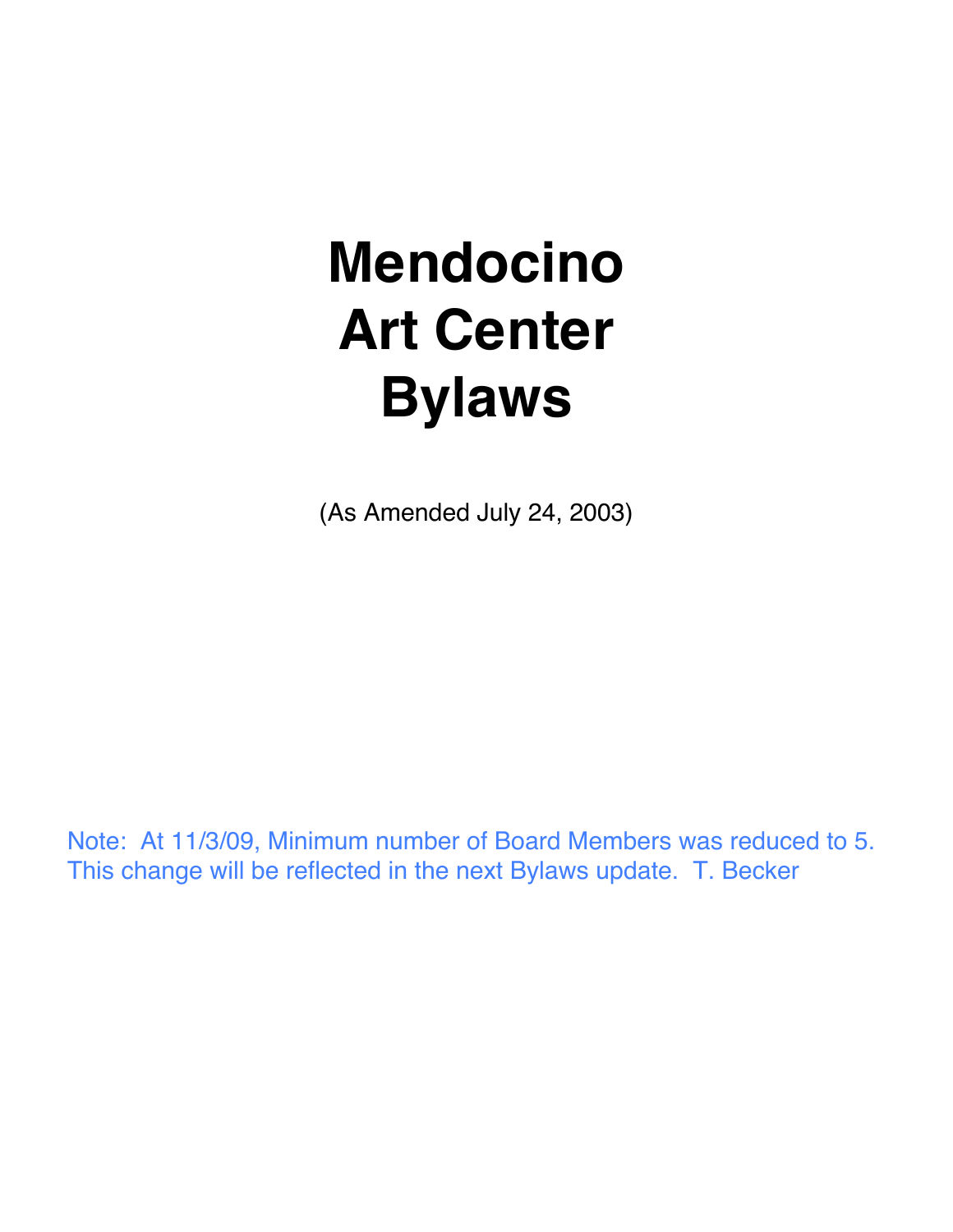# Mendocino Art Center Bylaws

(As Amended July 24, 2003)

Note: At 11/3/09, Minimum number of Board Members was reduced to 5. This change will be reflected in the next Bylaws update. T. Becker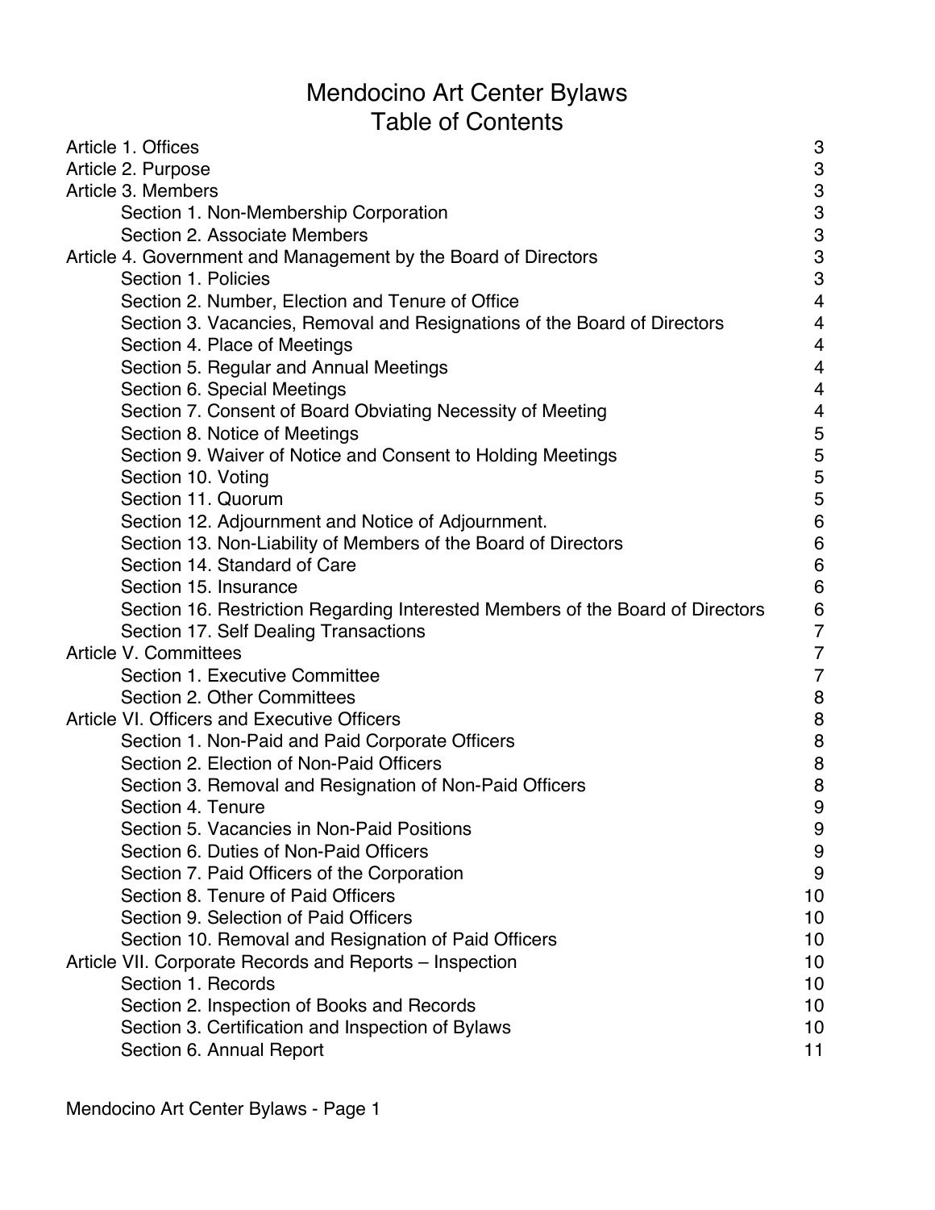# Mendocino Art Center Bylaws
# Table of Contents

| | |
|---|---|
| Article 1. Offices | 3 |
| Article 2. Purpose | 3 |
| Article 3. Members | 3 |
| Section 1. Non-Membership Corporation | 3 |
| Section 2. Associate Members | 3 |
| Article 4. Government and Management by the Board of Directors | 3 |
| Section 1. Policies | 3 |
| Section 2. Number, Election and Tenure of Office | 4 |
| Section 3. Vacancies, Removal and Resignations of the Board of Directors | 4 |
| Section 4. Place of Meetings | 4 |
| Section 5. Regular and Annual Meetings | 4 |
| Section 6. Special Meetings | 4 |
| Section 7. Consent of Board Obviating Necessity of Meeting | 4 |
| Section 8. Notice of Meetings | 5 |
| Section 9. Waiver of Notice and Consent to Holding Meetings | 5 |
| Section 10. Voting | 5 |
| Section 11. Quorum | 5 |
| Section 12. Adjournment and Notice of Adjournment. | 6 |
| Section 13. Non-Liability of Members of the Board of Directors | 6 |
| Section 14. Standard of Care | 6 |
| Section 15. Insurance | 6 |
| Section 16. Restriction Regarding Interested Members of the Board of Directors | 6 |
| Section 17. Self Dealing Transactions | 7 |
| Article V. Committees | 7 |
| Section 1. Executive Committee | 7 |
| Section 2. Other Committees | 8 |
| Article VI. Officers and Executive Officers | 8 |
| Section 1. Non-Paid and Paid Corporate Officers | 8 |
| Section 2. Election of Non-Paid Officers | 8 |
| Section 3. Removal and Resignation of Non-Paid Officers | 8 |
| Section 4. Tenure | 9 |
| Section 5. Vacancies in Non-Paid Positions | 9 |
| Section 6. Duties of Non-Paid Officers | 9 |
| Section 7. Paid Officers of the Corporation | 9 |
| Section 8. Tenure of Paid Officers | 10 |
| Section 9. Selection of Paid Officers | 10 |
| Section 10. Removal and Resignation of Paid Officers | 10 |
| Article VII. Corporate Records and Reports – Inspection | 10 |
| Section 1. Records | 10 |
| Section 2. Inspection of Books and Records | 10 |
| Section 3. Certification and Inspection of Bylaws | 10 |
| Section 6. Annual Report | 11 |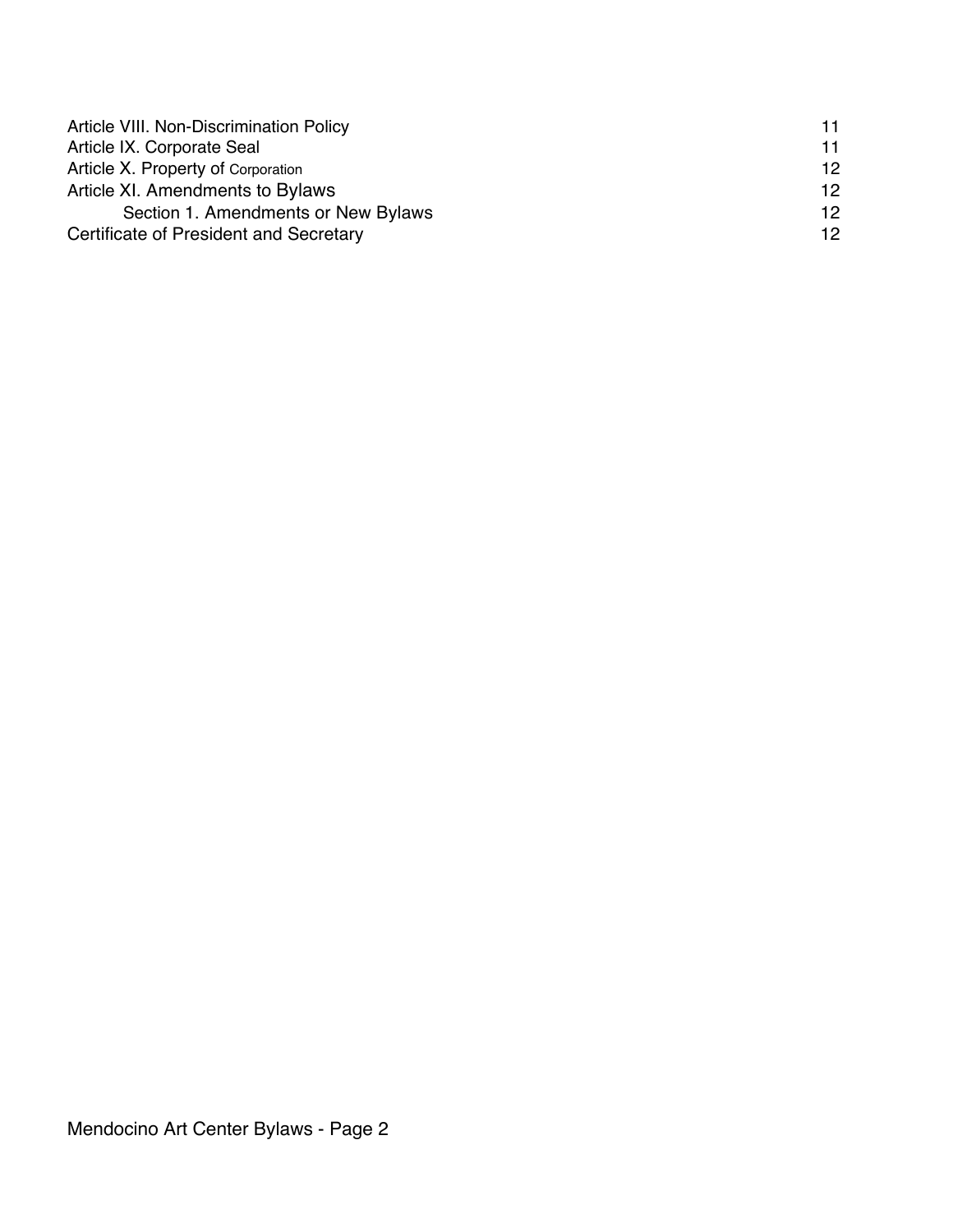| | |
|---|---|
| Article VIII. Non-Discrimination Policy | 11 |
| Article IX. Corporate Seal | 11 |
| Article X. Property of Corporation | 12 |
| Article XI. Amendments to Bylaws | 12 |
| Section 1. Amendments or New Bylaws | 12 |
| Certificate of President and Secretary | 12 |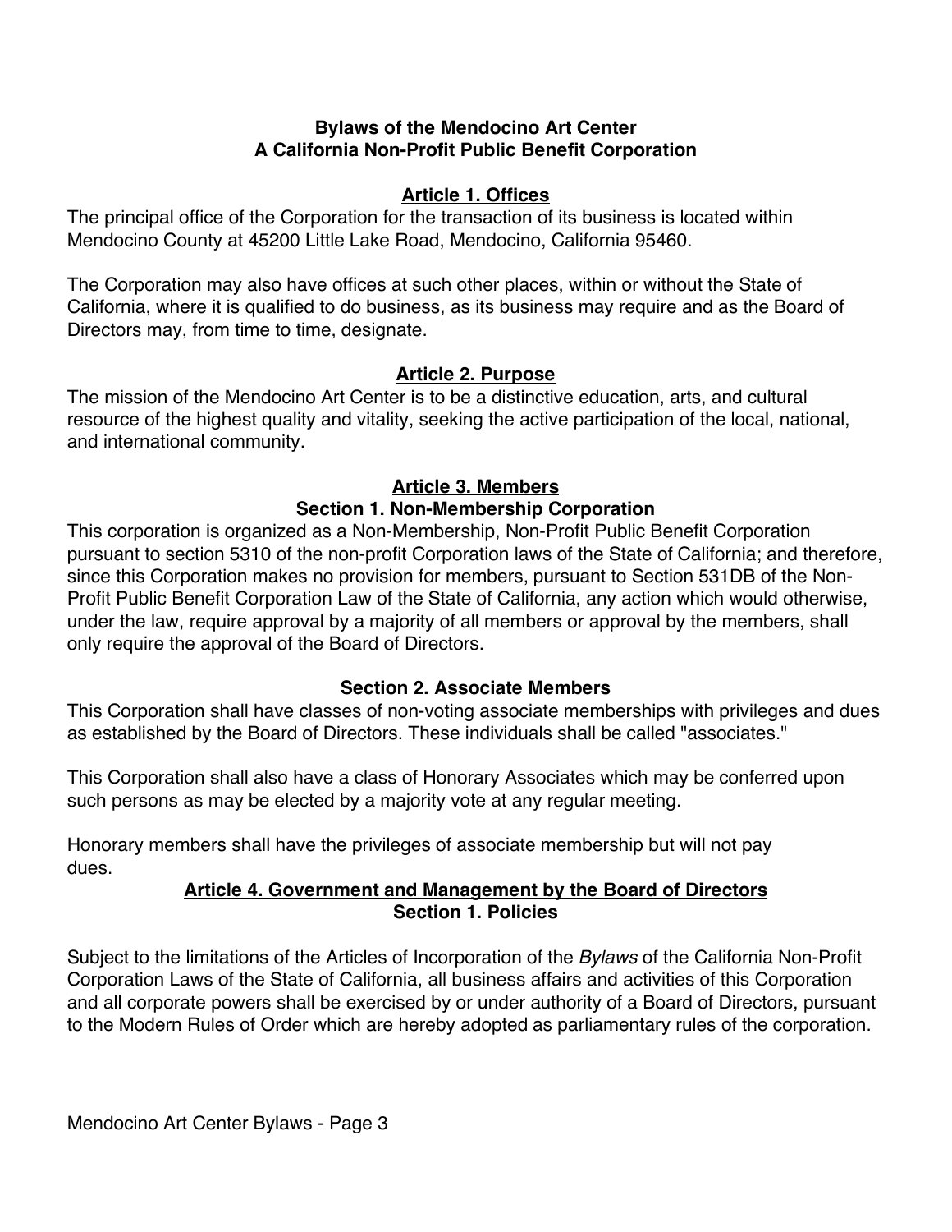**Bylaws of the Mendocino Art Center**
**A California Non-Profit Public Benefit Corporation**

## Article 1. Offices

The principal office of the Corporation for the transaction of its business is located within Mendocino County at 45200 Little Lake Road, Mendocino, California 95460.

The Corporation may also have offices at such other places, within or without the State of California, where it is qualified to do business, as its business may require and as the Board of Directors may, from time to time, designate.

## Article 2. Purpose

The mission of the Mendocino Art Center is to be a distinctive education, arts, and cultural resource of the highest quality and vitality, seeking the active participation of the local, national, and international community.

## Article 3. Members

### Section 1. Non-Membership Corporation

This corporation is organized as a Non-Membership, Non-Profit Public Benefit Corporation pursuant to section 5310 of the non-profit Corporation laws of the State of California; and therefore, since this Corporation makes no provision for members, pursuant to Section 531DB of the Non-Profit Public Benefit Corporation Law of the State of California, any action which would otherwise, under the law, require approval by a majority of all members or approval by the members, shall only require the approval of the Board of Directors.

### Section 2. Associate Members

This Corporation shall have classes of non-voting associate memberships with privileges and dues as established by the Board of Directors. These individuals shall be called "associates."

This Corporation shall also have a class of Honorary Associates which may be conferred upon such persons as may be elected by a majority vote at any regular meeting.

Honorary members shall have the privileges of associate membership but will not pay dues.

## Article 4. Government and Management by the Board of Directors

### Section 1. Policies

Subject to the limitations of the Articles of Incorporation of the *Bylaws* of the California Non-Profit Corporation Laws of the State of California, all business affairs and activities of this Corporation and all corporate powers shall be exercised by or under authority of a Board of Directors, pursuant to the Modern Rules of Order which are hereby adopted as parliamentary rules of the corporation.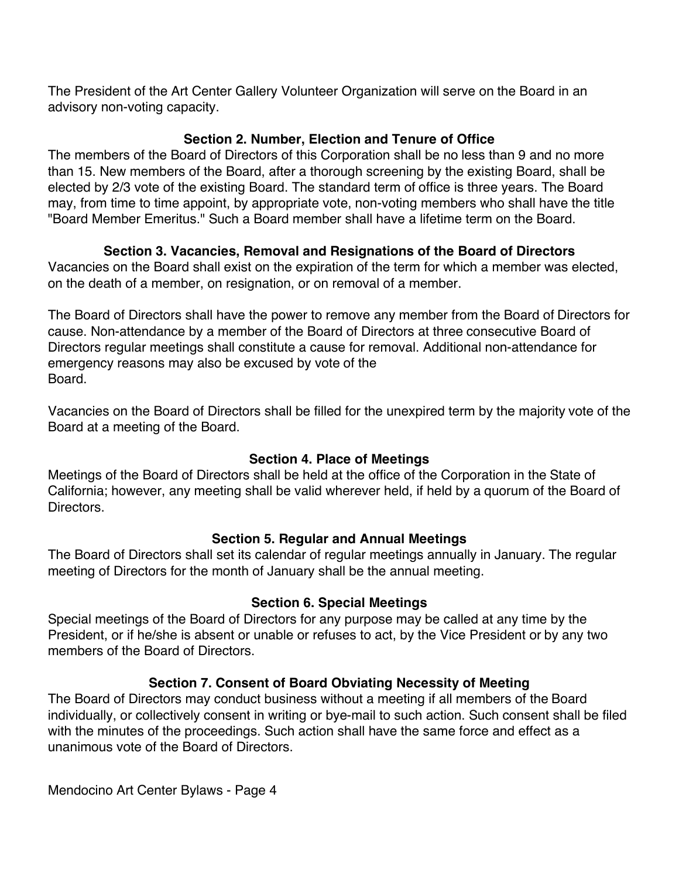The President of the Art Center Gallery Volunteer Organization will serve on the Board in an advisory non-voting capacity.

### Section 2. Number, Election and Tenure of Office

The members of the Board of Directors of this Corporation shall be no less than 9 and no more than 15. New members of the Board, after a thorough screening by the existing Board, shall be elected by 2/3 vote of the existing Board. The standard term of office is three years. The Board may, from time to time appoint, by appropriate vote, non-voting members who shall have the title "Board Member Emeritus." Such a Board member shall have a lifetime term on the Board.

### Section 3. Vacancies, Removal and Resignations of the Board of Directors

Vacancies on the Board shall exist on the expiration of the term for which a member was elected, on the death of a member, on resignation, or on removal of a member.

The Board of Directors shall have the power to remove any member from the Board of Directors for cause. Non-attendance by a member of the Board of Directors at three consecutive Board of Directors regular meetings shall constitute a cause for removal. Additional non-attendance for emergency reasons may also be excused by vote of the Board.

Vacancies on the Board of Directors shall be filled for the unexpired term by the majority vote of the Board at a meeting of the Board.

### Section 4. Place of Meetings

Meetings of the Board of Directors shall be held at the office of the Corporation in the State of California; however, any meeting shall be valid wherever held, if held by a quorum of the Board of Directors.

### Section 5. Regular and Annual Meetings

The Board of Directors shall set its calendar of regular meetings annually in January. The regular meeting of Directors for the month of January shall be the annual meeting.

### Section 6. Special Meetings

Special meetings of the Board of Directors for any purpose may be called at any time by the President, or if he/she is absent or unable or refuses to act, by the Vice President or by any two members of the Board of Directors.

### Section 7. Consent of Board Obviating Necessity of Meeting

The Board of Directors may conduct business without a meeting if all members of the Board individually, or collectively consent in writing or bye-mail to such action. Such consent shall be filed with the minutes of the proceedings. Such action shall have the same force and effect as a unanimous vote of the Board of Directors.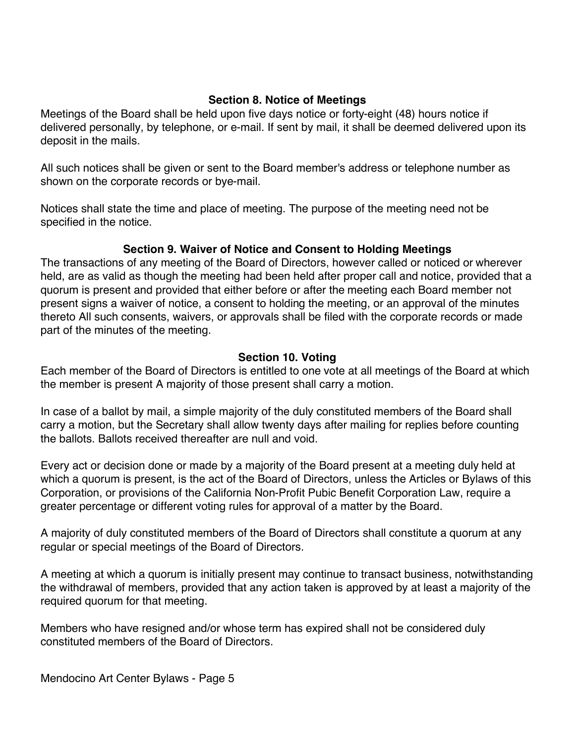### Section 8. Notice of Meetings

Meetings of the Board shall be held upon five days notice or forty-eight (48) hours notice if delivered personally, by telephone, or e-mail. If sent by mail, it shall be deemed delivered upon its deposit in the mails.

All such notices shall be given or sent to the Board member's address or telephone number as shown on the corporate records or bye-mail.

Notices shall state the time and place of meeting. The purpose of the meeting need not be specified in the notice.

### Section 9. Waiver of Notice and Consent to Holding Meetings

The transactions of any meeting of the Board of Directors, however called or noticed or wherever held, are as valid as though the meeting had been held after proper call and notice, provided that a quorum is present and provided that either before or after the meeting each Board member not present signs a waiver of notice, a consent to holding the meeting, or an approval of the minutes thereto All such consents, waivers, or approvals shall be filed with the corporate records or made part of the minutes of the meeting.

### Section 10. Voting

Each member of the Board of Directors is entitled to one vote at all meetings of the Board at which the member is present A majority of those present shall carry a motion.

In case of a ballot by mail, a simple majority of the duly constituted members of the Board shall carry a motion, but the Secretary shall allow twenty days after mailing for replies before counting the ballots. Ballots received thereafter are null and void.

Every act or decision done or made by a majority of the Board present at a meeting duly held at which a quorum is present, is the act of the Board of Directors, unless the Articles or Bylaws of this Corporation, or provisions of the California Non-Profit Pubic Benefit Corporation Law, require a greater percentage or different voting rules for approval of a matter by the Board.

A majority of duly constituted members of the Board of Directors shall constitute a quorum at any regular or special meetings of the Board of Directors.

A meeting at which a quorum is initially present may continue to transact business, notwithstanding the withdrawal of members, provided that any action taken is approved by at least a majority of the required quorum for that meeting.

Members who have resigned and/or whose term has expired shall not be considered duly constituted members of the Board of Directors.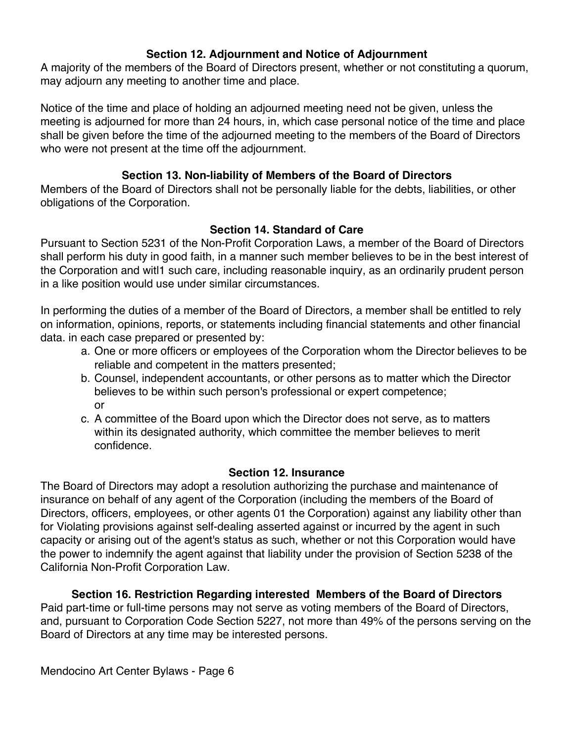### Section 12. Adjournment and Notice of Adjournment

A majority of the members of the Board of Directors present, whether or not constituting a quorum, may adjourn any meeting to another time and place.

Notice of the time and place of holding an adjourned meeting need not be given, unless the meeting is adjourned for more than 24 hours, in, which case personal notice of the time and place shall be given before the time of the adjourned meeting to the members of the Board of Directors who were not present at the time off the adjournment.

### Section 13. Non-liability of Members of the Board of Directors

Members of the Board of Directors shall not be personally liable for the debts, liabilities, or other obligations of the Corporation.

### Section 14. Standard of Care

Pursuant to Section 5231 of the Non-Profit Corporation Laws, a member of the Board of Directors shall perform his duty in good faith, in a manner such member believes to be in the best interest of the Corporation and witl1 such care, including reasonable inquiry, as an ordinarily prudent person in a like position would use under similar circumstances.

In performing the duties of a member of the Board of Directors, a member shall be entitled to rely on information, opinions, reports, or statements including financial statements and other financial data. in each case prepared or presented by:

a. One or more officers or employees of the Corporation whom the Director believes to be reliable and competent in the matters presented;
b. Counsel, independent accountants, or other persons as to matter which the Director believes to be within such person's professional or expert competence; or
c. A committee of the Board upon which the Director does not serve, as to matters within its designated authority, which committee the member believes to merit confidence.

### Section 12. Insurance

The Board of Directors may adopt a resolution authorizing the purchase and maintenance of insurance on behalf of any agent of the Corporation (including the members of the Board of Directors, officers, employees, or other agents 01 the Corporation) against any liability other than for Violating provisions against self-dealing asserted against or incurred by the agent in such capacity or arising out of the agent's status as such, whether or not this Corporation would have the power to indemnify the agent against that liability under the provision of Section 5238 of the California Non-Profit Corporation Law.

### Section 16. Restriction Regarding interested Members of the Board of Directors

Paid part-time or full-time persons may not serve as voting members of the Board of Directors, and, pursuant to Corporation Code Section 5227, not more than 49% of the persons serving on the Board of Directors at any time may be interested persons.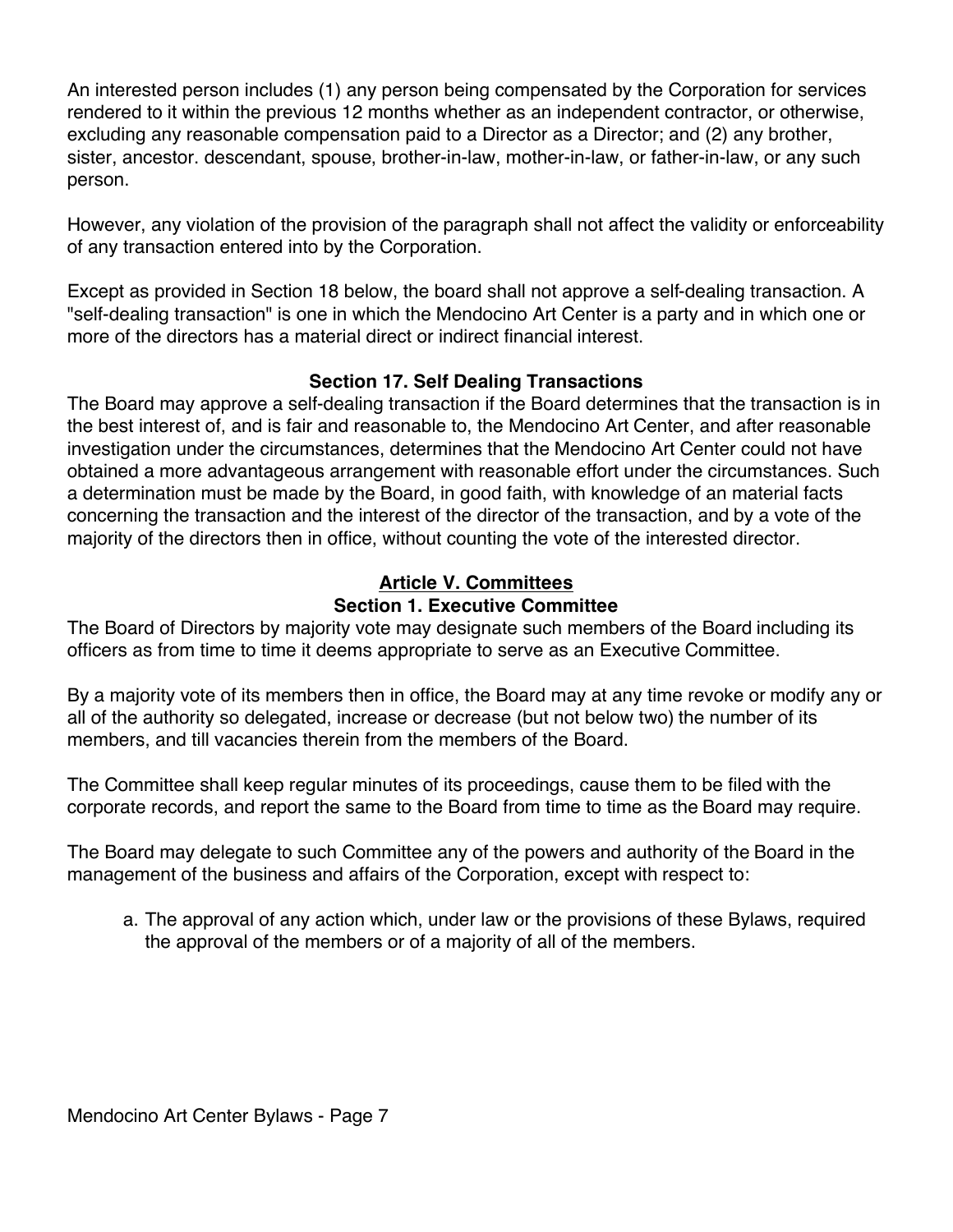An interested person includes (1) any person being compensated by the Corporation for services rendered to it within the previous 12 months whether as an independent contractor, or otherwise, excluding any reasonable compensation paid to a Director as a Director; and (2) any brother, sister, ancestor. descendant, spouse, brother-in-law, mother-in-law, or father-in-law, or any such person.

However, any violation of the provision of the paragraph shall not affect the validity or enforceability of any transaction entered into by the Corporation.

Except as provided in Section 18 below, the board shall not approve a self-dealing transaction. A "self-dealing transaction" is one in which the Mendocino Art Center is a party and in which one or more of the directors has a material direct or indirect financial interest.

### Section 17. Self Dealing Transactions

The Board may approve a self-dealing transaction if the Board determines that the transaction is in the best interest of, and is fair and reasonable to, the Mendocino Art Center, and after reasonable investigation under the circumstances, determines that the Mendocino Art Center could not have obtained a more advantageous arrangement with reasonable effort under the circumstances. Such a determination must be made by the Board, in good faith, with knowledge of an material facts concerning the transaction and the interest of the director of the transaction, and by a vote of the majority of the directors then in office, without counting the vote of the interested director.

## Article V. Committees

### Section 1. Executive Committee

The Board of Directors by majority vote may designate such members of the Board including its officers as from time to time it deems appropriate to serve as an Executive Committee.

By a majority vote of its members then in office, the Board may at any time revoke or modify any or all of the authority so delegated, increase or decrease (but not below two) the number of its members, and till vacancies therein from the members of the Board.

The Committee shall keep regular minutes of its proceedings, cause them to be filed with the corporate records, and report the same to the Board from time to time as the Board may require.

The Board may delegate to such Committee any of the powers and authority of the Board in the management of the business and affairs of the Corporation, except with respect to:

a. The approval of any action which, under law or the provisions of these Bylaws, required the approval of the members or of a majority of all of the members.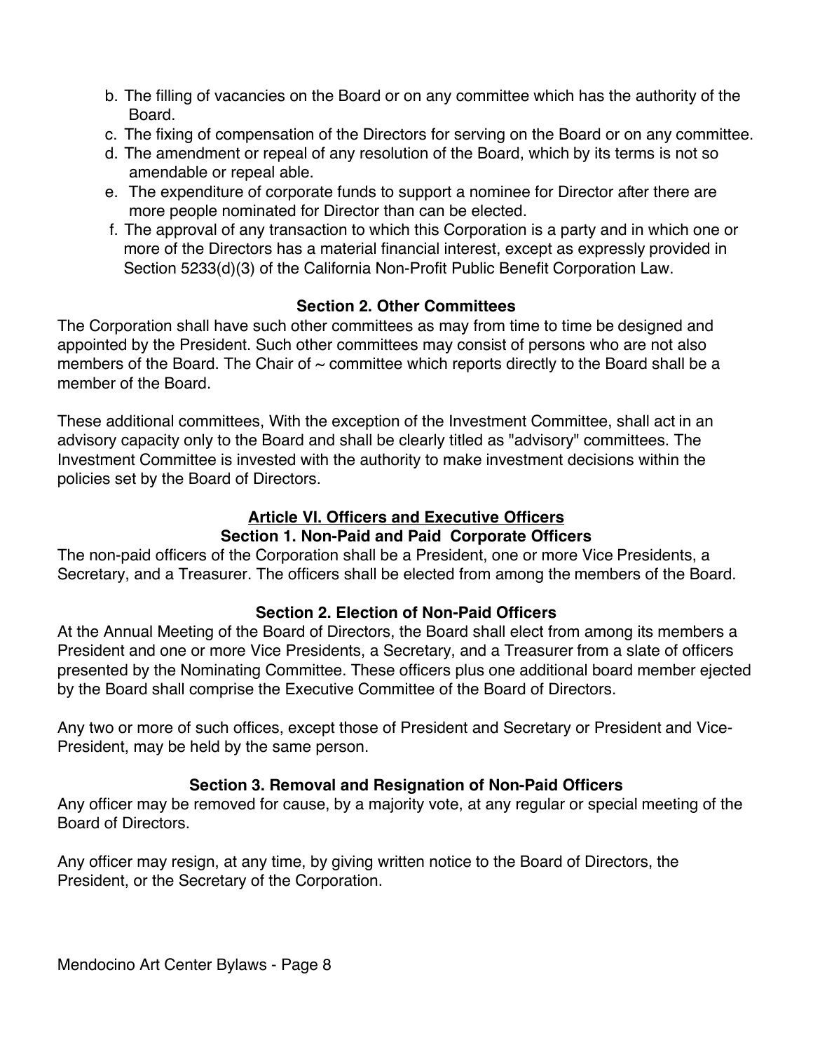b. The filling of vacancies on the Board or on any committee which has the authority of the Board.
c. The fixing of compensation of the Directors for serving on the Board or on any committee.
d. The amendment or repeal of any resolution of the Board, which by its terms is not so amendable or repeal able.
e. The expenditure of corporate funds to support a nominee for Director after there are more people nominated for Director than can be elected.
f. The approval of any transaction to which this Corporation is a party and in which one or more of the Directors has a material financial interest, except as expressly provided in Section 5233(d)(3) of the California Non-Profit Public Benefit Corporation Law.

**Section 2. Other Committees**

The Corporation shall have such other committees as may from time to time be designed and appointed by the President. Such other committees may consist of persons who are not also members of the Board. The Chair of ~ committee which reports directly to the Board shall be a member of the Board.

These additional committees, With the exception of the Investment Committee, shall act in an advisory capacity only to the Board and shall be clearly titled as "advisory" committees. The Investment Committee is invested with the authority to make investment decisions within the policies set by the Board of Directors.

## Article VI. Officers and Executive Officers

**Section 1. Non-Paid and Paid Corporate Officers**

The non-paid officers of the Corporation shall be a President, one or more Vice Presidents, a Secretary, and a Treasurer. The officers shall be elected from among the members of the Board.

**Section 2. Election of Non-Paid Officers**

At the Annual Meeting of the Board of Directors, the Board shall elect from among its members a President and one or more Vice Presidents, a Secretary, and a Treasurer from a slate of officers presented by the Nominating Committee. These officers plus one additional board member ejected by the Board shall comprise the Executive Committee of the Board of Directors.

Any two or more of such offices, except those of President and Secretary or President and Vice-President, may be held by the same person.

**Section 3. Removal and Resignation of Non-Paid Officers**

Any officer may be removed for cause, by a majority vote, at any regular or special meeting of the Board of Directors.

Any officer may resign, at any time, by giving written notice to the Board of Directors, the President, or the Secretary of the Corporation.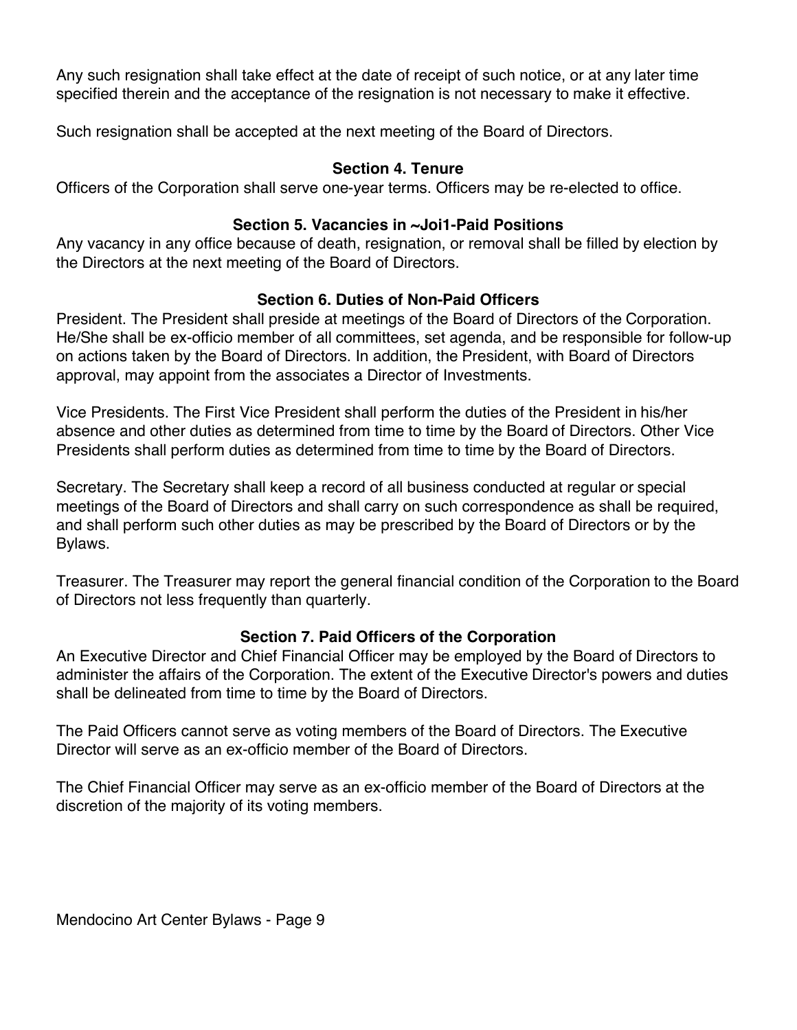Any such resignation shall take effect at the date of receipt of such notice, or at any later time specified therein and the acceptance of the resignation is not necessary to make it effective.

Such resignation shall be accepted at the next meeting of the Board of Directors.

### Section 4. Tenure

Officers of the Corporation shall serve one-year terms. Officers may be re-elected to office.

### Section 5. Vacancies in ~Joi1-Paid Positions

Any vacancy in any office because of death, resignation, or removal shall be filled by election by the Directors at the next meeting of the Board of Directors.

### Section 6. Duties of Non-Paid Officers

President. The President shall preside at meetings of the Board of Directors of the Corporation. He/She shall be ex-officio member of all committees, set agenda, and be responsible for follow-up on actions taken by the Board of Directors. In addition, the President, with Board of Directors approval, may appoint from the associates a Director of Investments.

Vice Presidents. The First Vice President shall perform the duties of the President in his/her absence and other duties as determined from time to time by the Board of Directors. Other Vice Presidents shall perform duties as determined from time to time by the Board of Directors.

Secretary. The Secretary shall keep a record of all business conducted at regular or special meetings of the Board of Directors and shall carry on such correspondence as shall be required, and shall perform such other duties as may be prescribed by the Board of Directors or by the Bylaws.

Treasurer. The Treasurer may report the general financial condition of the Corporation to the Board of Directors not less frequently than quarterly.

### Section 7. Paid Officers of the Corporation

An Executive Director and Chief Financial Officer may be employed by the Board of Directors to administer the affairs of the Corporation. The extent of the Executive Director's powers and duties shall be delineated from time to time by the Board of Directors.

The Paid Officers cannot serve as voting members of the Board of Directors. The Executive Director will serve as an ex-officio member of the Board of Directors.

The Chief Financial Officer may serve as an ex-officio member of the Board of Directors at the discretion of the majority of its voting members.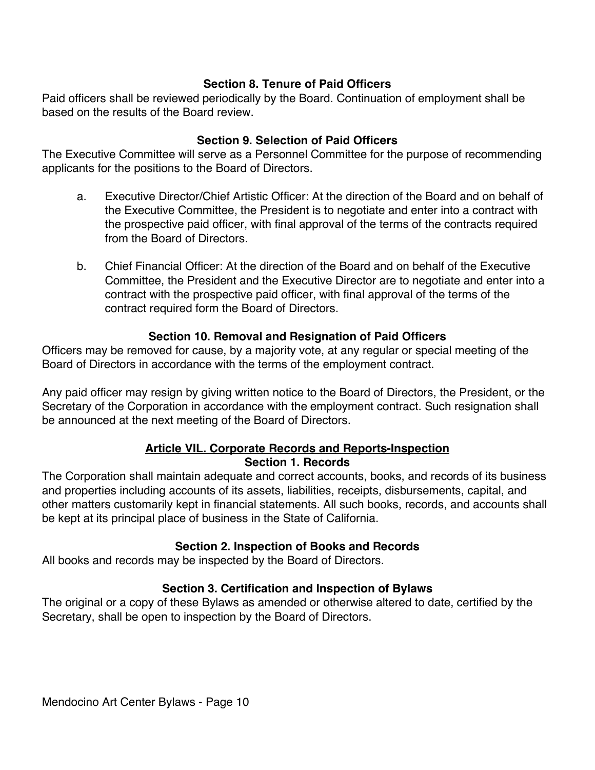### Section 8. Tenure of Paid Officers

Paid officers shall be reviewed periodically by the Board. Continuation of employment shall be based on the results of the Board review.

### Section 9. Selection of Paid Officers

The Executive Committee will serve as a Personnel Committee for the purpose of recommending applicants for the positions to the Board of Directors.

a. Executive Director/Chief Artistic Officer: At the direction of the Board and on behalf of the Executive Committee, the President is to negotiate and enter into a contract with the prospective paid officer, with final approval of the terms of the contracts required from the Board of Directors.

b. Chief Financial Officer: At the direction of the Board and on behalf of the Executive Committee, the President and the Executive Director are to negotiate and enter into a contract with the prospective paid officer, with final approval of the terms of the contract required form the Board of Directors.

### Section 10. Removal and Resignation of Paid Officers

Officers may be removed for cause, by a majority vote, at any regular or special meeting of the Board of Directors in accordance with the terms of the employment contract.

Any paid officer may resign by giving written notice to the Board of Directors, the President, or the Secretary of the Corporation in accordance with the employment contract. Such resignation shall be announced at the next meeting of the Board of Directors.

## Article VIL. Corporate Records and Reports-Inspection

### Section 1. Records

The Corporation shall maintain adequate and correct accounts, books, and records of its business and properties including accounts of its assets, liabilities, receipts, disbursements, capital, and other matters customarily kept in financial statements. All such books, records, and accounts shall be kept at its principal place of business in the State of California.

### Section 2. Inspection of Books and Records

All books and records may be inspected by the Board of Directors.

### Section 3. Certification and Inspection of Bylaws

The original or a copy of these Bylaws as amended or otherwise altered to date, certified by the Secretary, shall be open to inspection by the Board of Directors.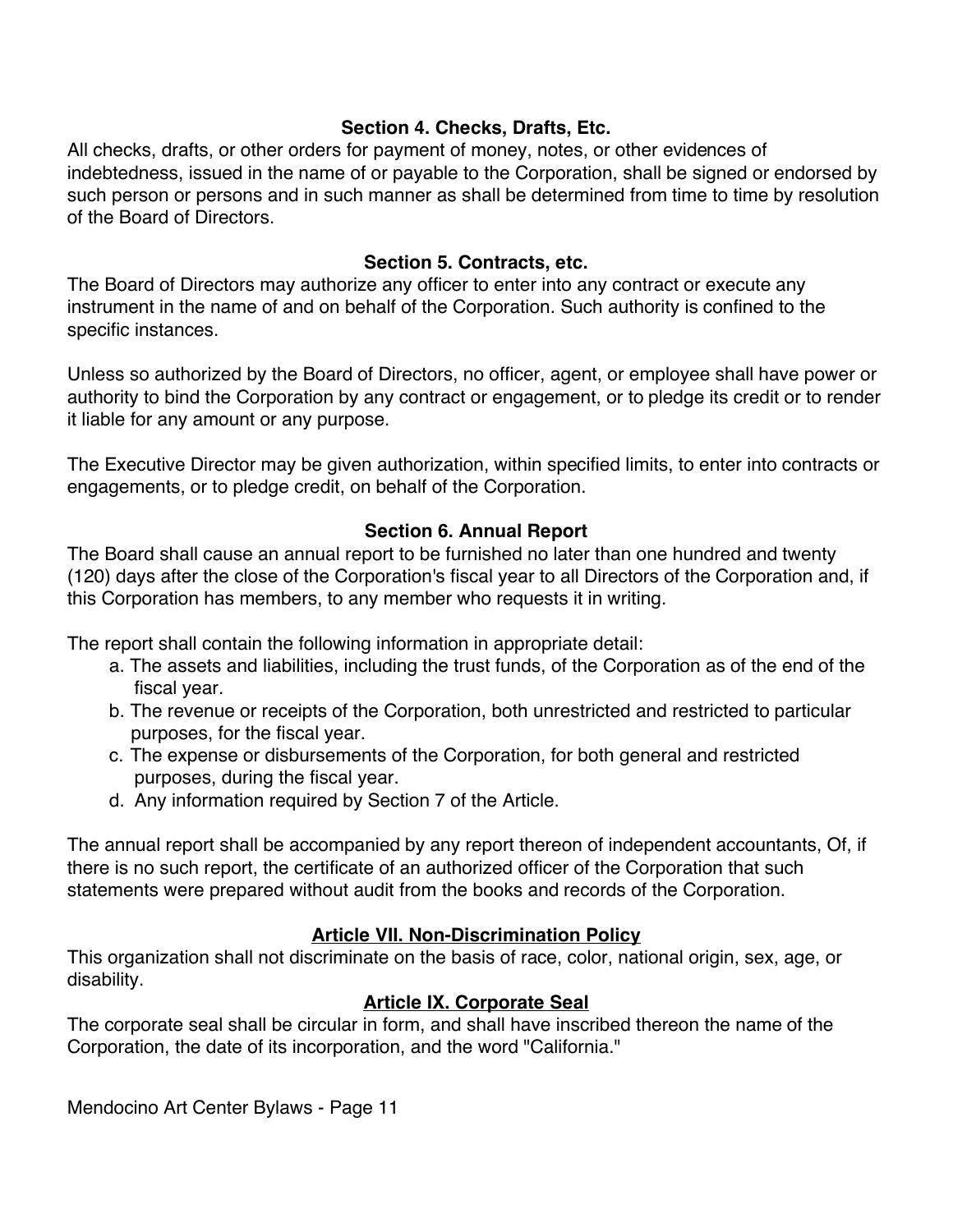### Section 4. Checks, Drafts, Etc.

All checks, drafts, or other orders for payment of money, notes, or other evidences of indebtedness, issued in the name of or payable to the Corporation, shall be signed or endorsed by such person or persons and in such manner as shall be determined from time to time by resolution of the Board of Directors.

### Section 5. Contracts, etc.

The Board of Directors may authorize any officer to enter into any contract or execute any instrument in the name of and on behalf of the Corporation. Such authority is confined to the specific instances.

Unless so authorized by the Board of Directors, no officer, agent, or employee shall have power or authority to bind the Corporation by any contract or engagement, or to pledge its credit or to render it liable for any amount or any purpose.

The Executive Director may be given authorization, within specified limits, to enter into contracts or engagements, or to pledge credit, on behalf of the Corporation.

### Section 6. Annual Report

The Board shall cause an annual report to be furnished no later than one hundred and twenty (120) days after the close of the Corporation's fiscal year to all Directors of the Corporation and, if this Corporation has members, to any member who requests it in writing.

The report shall contain the following information in appropriate detail:

a. The assets and liabilities, including the trust funds, of the Corporation as of the end of the fiscal year.
b. The revenue or receipts of the Corporation, both unrestricted and restricted to particular purposes, for the fiscal year.
c. The expense or disbursements of the Corporation, for both general and restricted purposes, during the fiscal year.
d. Any information required by Section 7 of the Article.

The annual report shall be accompanied by any report thereon of independent accountants, Of, if there is no such report, the certificate of an authorized officer of the Corporation that such statements were prepared without audit from the books and records of the Corporation.

## Article VII. Non-Discrimination Policy

This organization shall not discriminate on the basis of race, color, national origin, sex, age, or disability.

## Article IX. Corporate Seal

The corporate seal shall be circular in form, and shall have inscribed thereon the name of the Corporation, the date of its incorporation, and the word "California."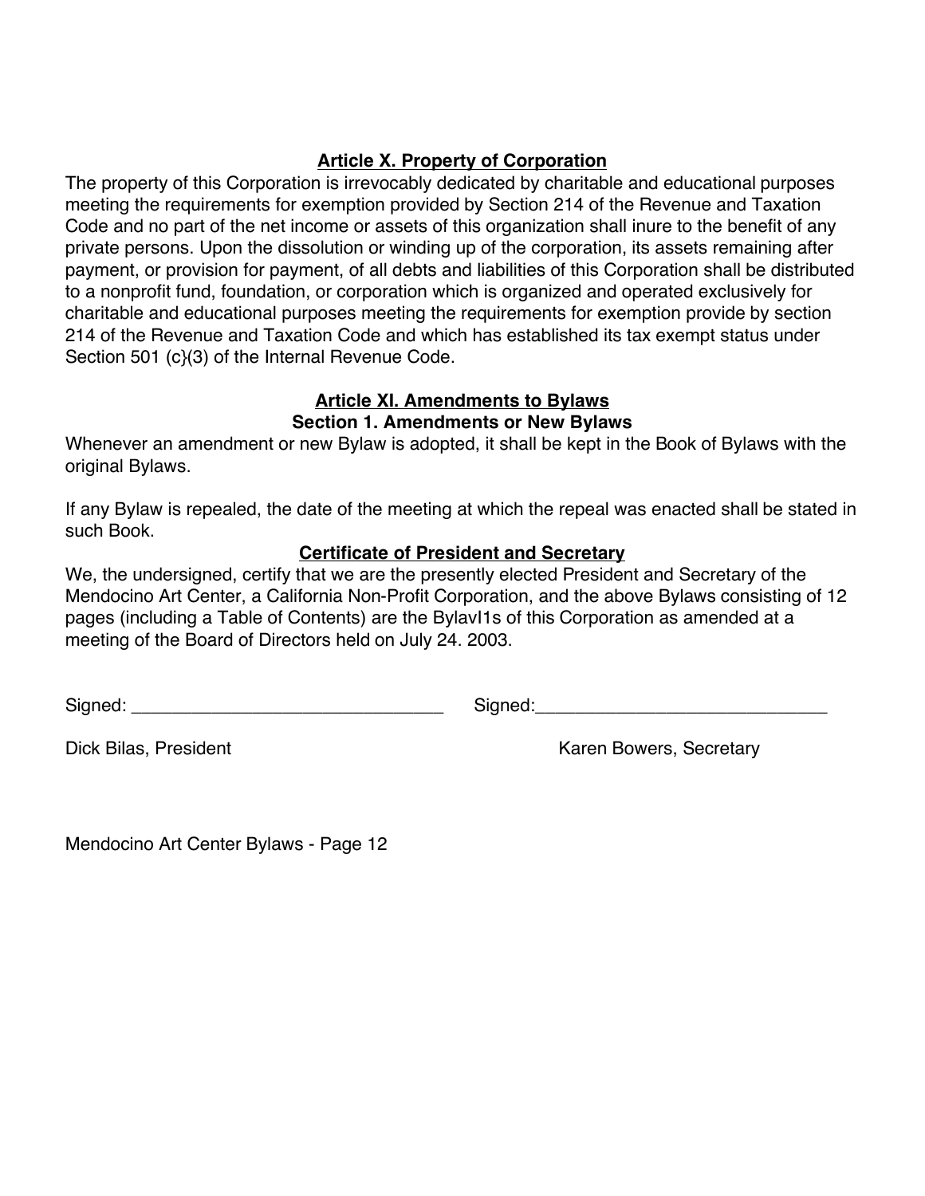## Article X. Property of Corporation

The property of this Corporation is irrevocably dedicated by charitable and educational purposes meeting the requirements for exemption provided by Section 214 of the Revenue and Taxation Code and no part of the net income or assets of this organization shall inure to the benefit of any private persons. Upon the dissolution or winding up of the corporation, its assets remaining after payment, or provision for payment, of all debts and liabilities of this Corporation shall be distributed to a nonprofit fund, foundation, or corporation which is organized and operated exclusively for charitable and educational purposes meeting the requirements for exemption provide by section 214 of the Revenue and Taxation Code and which has established its tax exempt status under Section 501 (c}(3) of the Internal Revenue Code.

## Article XI. Amendments to Bylaws

### Section 1. Amendments or New Bylaws

Whenever an amendment or new Bylaw is adopted, it shall be kept in the Book of Bylaws with the original Bylaws.

If any Bylaw is repealed, the date of the meeting at which the repeal was enacted shall be stated in such Book.

## Certificate of President and Secretary

We, the undersigned, certify that we are the presently elected President and Secretary of the Mendocino Art Center, a California Non-Profit Corporation, and the above Bylaws consisting of 12 pages (including a Table of Contents) are the BylavI1s of this Corporation as amended at a meeting of the Board of Directors held on July 24. 2003.

Signed: _______________________________ Signed: _____________________________

Dick Bilas, President Karen Bowers, Secretary